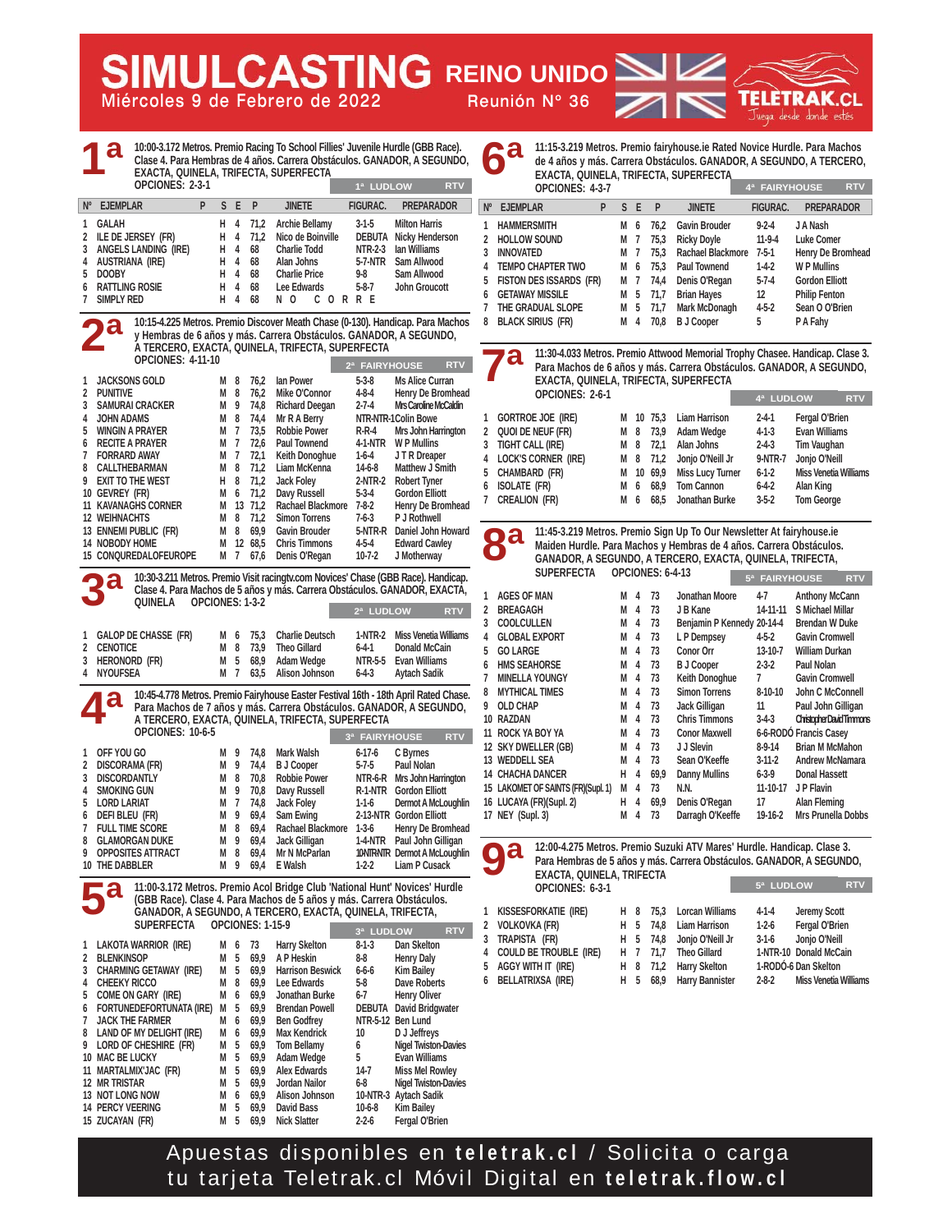# SIMULCASTING REINO UNIDO

Miércoles 9 de Febrero de 2022 — Reunión N° 36

TELETRAK.CL — Juega desde donde estés

## 1ª

10:00-3.172 Metros. Premio Racing To School Fillies' Juvenile Hurdle (GBB Race). Clase 4. Para Hembras de 4 años. Carrera Obstáculos. GANADOR, A SEGUNDO, EXACTA, QUINELA, TRIFECTA, SUPERFECTA

OPCIONES: 2-3-1 — 1ª LUDLOW — RTV

| Nº | EJEMPLAR | P | S | E | P | JINETE | FIGURAC. | PREPARADOR |
|---|---|---|---|---|---|---|---|---|
| 1 | GALAH | | H | 4 | 71,2 | Archie Bellamy | 3-1-5 | Milton Harris |
| 2 | ILE DE JERSEY (FR) | | H | 4 | 71,2 | Nico de Boinville | DEBUTA | Nicky Henderson |
| 3 | ANGELS LANDING (IRE) | | H | 4 | 68 | Charlie Todd | NTR-2-3 | Ian Williams |
| 4 | AUSTRIANA (IRE) | | H | 4 | 68 | Alan Johns | 5-7-NTR | Sam Allwood |
| 5 | DOOBY | | H | 4 | 68 | Charlie Price | 9-8 | Sam Allwood |
| 6 | RATTLING ROSIE | | H | 4 | 68 | Lee Edwards | 5-8-7 | John Groucott |
| 7 | SIMPLY RED | | H | 4 | 68 | NO CORRE | | |

## 2ª

10:15-4.225 Metros. Premio Discover Meath Chase (0-130). Handicap. Para Machos y Hembras de 6 años y más. Carrera Obstáculos. GANADOR, A SEGUNDO, A TERCERO, EXACTA, QUINELA, TRIFECTA, SUPERFECTA

OPCIONES: 4-11-10 — 2ª FAIRYHOUSE — RTV

| Nº | EJEMPLAR | S | E | P | JINETE | FIGURAC. | PREPARADOR |
|---|---|---|---|---|---|---|---|
| 1 | JACKSONS GOLD | M | 8 | 76,2 | Ian Power | 5-3-8 | Ms Alice Curran |
| 2 | PUNITIVE | M | 8 | 76,2 | Mike O'Connor | 4-8-4 | Henry De Bromhead |
| 3 | SAMURAI CRACKER | M | 9 | 74,8 | Richard Deegan | 2-7-4 | Mrs Caroline McCaldin |
| 4 | JOHN ADAMS | M | 8 | 74,4 | Mr R A Berry | NTR-NTR-1 | Colin Bowe |
| 5 | WINGIN A PRAYER | M | 7 | 73,5 | Robbie Power | R-R-4 | Mrs John Harrington |
| 6 | RECITE A PRAYER | M | 7 | 72,6 | Paul Townend | 4-1-NTR | W P Mullins |
| 7 | FORRARD AWAY | M | 7 | 72,1 | Keith Donoghue | 1-6-4 | J T R Dreaper |
| 8 | CALLTHEBARMAN | M | 8 | 71,2 | Liam McKenna | 14-6-8 | Matthew J Smith |
| 9 | EXIT TO THE WEST | H | 8 | 71,2 | Jack Foley | 2-NTR-2 | Robert Tyner |
| 10 | GEVREY (FR) | M | 6 | 71,2 | Davy Russell | 5-3-4 | Gordon Elliott |
| 11 | KAVANAGHS CORNER | M | 13 | 71,2 | Rachael Blackmore | 7-8-2 | Henry De Bromhead |
| 12 | WEIHNACHTS | M | 8 | 71,2 | Simon Torrens | 7-6-3 | P J Rothwell |
| 13 | ENNEMI PUBLIC (FR) | M | 8 | 69,9 | Gavin Brouder | 5-NTR-R | Daniel John Howard |
| 14 | NOBODY HOME | M | 12 | 68,5 | Chris Timmons | 4-5-4 | Edward Cawley |
| 15 | CONQUREDALOFEUROPE | M | 7 | 67,6 | Denis O'Regan | 10-7-2 | J Motherway |

## 3ª

10:30-3.211 Metros. Premio Visit racingtv.com Novices' Chase (GBB Race). Handicap. Clase 4. Para Machos de 5 años y más. Carrera Obstáculos. GANADOR, EXACTA, QUINELA

OPCIONES: 1-3-2 — 2ª LUDLOW — RTV

| Nº | EJEMPLAR | S | E | P | JINETE | FIGURAC. | PREPARADOR |
|---|---|---|---|---|---|---|---|
| 1 | GALOP DE CHASSE (FR) | M | 6 | 75,3 | Charlie Deutsch | 1-NTR-2 | Miss Venetia Williams |
| 2 | CENOTICE | M | 8 | 73,9 | Theo Gillard | 6-4-1 | Donald McCain |
| 3 | HERONORD (FR) | M | 5 | 68,9 | Adam Wedge | NTR-5-5 | Evan Williams |
| 4 | NYOUFSEA | M | 7 | 63,5 | Alison Johnson | 6-4-3 | Aytach Sadik |

## 4ª

10:45-4.778 Metros. Premio Fairyhouse Easter Festival 16th - 18th April Rated Chase. Para Machos de 7 años y más. Carrera Obstáculos. GANADOR, A SEGUNDO, A TERCERO, EXACTA, QUINELA, TRIFECTA, SUPERFECTA

OPCIONES: 10-6-5 — 3ª FAIRYHOUSE — RTV

| Nº | EJEMPLAR | S | E | P | JINETE | FIGURAC. | PREPARADOR |
|---|---|---|---|---|---|---|---|
| 1 | OFF YOU GO | M | 9 | 74,8 | Mark Walsh | 6-17-6 | C Byrnes |
| 2 | DISCORAMA (FR) | M | 9 | 74,8 | B J Cooper | 5-7-5 | Paul Nolan |
| 3 | DISCORDANTLY | M | 8 | 70,8 | Robbie Power | NTR-6-R | Mrs John Harrington |
| 4 | SMOKING GUN | M | 9 | 70,8 | Davy Russell | R-1-NTR | Gordon Elliott |
| 5 | LORD LARIAT | M | 7 | 74,8 | Jack Foley | 1-1-6 | Dermot A McLoughlin |
| 6 | DEFI BLEU (FR) | M | 9 | 69,4 | Sam Ewing | 2-13-NTR | Gordon Elliott |
| 7 | FULL TIME SCORE | M | 8 | 69,4 | Rachael Blackmore | 1-3-6 | Henry De Bromhead |
| 8 | GLAMORGAN DUKE | M | 9 | 69,4 | Jack Gilligan | 1-4-NTR | Paul John Gilligan |
| 9 | OPPOSITES ATTRACT | M | 8 | 69,4 | Mr N McParlan | 10NTRNTR | Dermot A McLoughlin |
| 10 | THE DABBLER | M | 9 | 69,4 | E Walsh | 1-2-2 | Liam P Cusack |

## 5ª

11:00-3.172 Metros. Premio Acol Bridge Club 'National Hunt' Novices' Hurdle (GBB Race). Clase 4. Para Machos de 5 años y más. Carrera Obstáculos. GANADOR, A SEGUNDO, A TERCERO, EXACTA, QUINELA, TRIFECTA, SUPERFECTA

OPCIONES: 1-15-9 — 3ª LUDLOW — RTV

| Nº | EJEMPLAR | S | E | P | JINETE | FIGURAC. | PREPARADOR |
|---|---|---|---|---|---|---|---|
| 1 | LAKOTA WARRIOR (IRE) | M | 6 | 73 | Harry Skelton | 8-1-3 | Dan Skelton |
| 2 | BLENKINSOP | M | 5 | 69,9 | A P Heskin | 8-8 | Henry Daly |
| 3 | CHARMING GETAWAY (IRE) | M | 5 | 69,9 | Harrison Beswick | 6-6-6 | Kim Bailey |
| 4 | CHEEKY RICCO | M | 8 | 69,9 | Lee Edwards | 5-8 | Dave Roberts |
| 5 | COME ON GARY (IRE) | M | 6 | 69,9 | Jonathan Burke | 6-7 | Henry Oliver |
| 6 | FORTUNEDEFORTUNATA (IRE) | M | 5 | 69,9 | Brendan Powell | DEBUTA | David Bridgwater |
| 7 | JACK THE FARMER | M | 6 | 69,9 | Ben Godfrey | NTR-5-12 | Ben Lund |
| 8 | LAND OF MY DELIGHT (IRE) | M | 6 | 69,9 | Max Kendrick | 10 | D J Jeffreys |
| 9 | LORD OF CHESHIRE (FR) | M | 5 | 69,9 | Tom Bellamy | 6 | Nigel Twiston-Davies |
| 10 | MAC BE LUCKY | M | 5 | 69,9 | Adam Wedge | 5 | Evan Williams |
| 11 | MARTALMIX'JAC (FR) | M | 5 | 69,9 | Alex Edwards | 14-7 | Miss Mel Rowley |
| 12 | MR TRISTAR | M | 5 | 69,9 | Jordan Nailor | 6-8 | Nigel Twiston-Davies |
| 13 | NOT LONG NOW | M | 6 | 69,9 | Alison Johnson | 10-NTR-3 | Aytach Sadik |
| 14 | PERCY VEERING | M | 5 | 69,9 | David Bass | 10-6-8 | Kim Bailey |
| 15 | ZUCAYAN (FR) | M | 5 | 69,9 | Nick Slatter | 2-2-6 | Fergal O'Brien |

## 6ª

11:15-3.219 Metros. Premio fairyhouse.ie Rated Novice Hurdle. Para Machos de 4 años y más. Carrera Obstáculos. GANADOR, A SEGUNDO, A TERCERO, EXACTA, QUINELA, TRIFECTA, SUPERFECTA

OPCIONES: 4-3-7 — 4ª FAIRYHOUSE — RTV

| Nº | EJEMPLAR | P | S | E | P | JINETE | FIGURAC. | PREPARADOR |
|---|---|---|---|---|---|---|---|---|
| 1 | HAMMERSMITH | | M | 6 | 76,2 | Gavin Brouder | 9-2-4 | J A Nash |
| 2 | HOLLOW SOUND | | M | 7 | 75,3 | Ricky Doyle | 11-9-4 | Luke Comer |
| 3 | INNOVATED | | M | 7 | 75,3 | Rachael Blackmore | 7-5-1 | Henry De Bromhead |
| 4 | TEMPO CHAPTER TWO | | M | 6 | 75,3 | Paul Townend | 1-4-2 | W P Mullins |
| 5 | FISTON DES ISSARDS (FR) | | M | 7 | 74,4 | Denis O'Regan | 5-7-4 | Gordon Elliott |
| 6 | GETAWAY MISSILE | | M | 5 | 71,7 | Brian Hayes | 12 | Philip Fenton |
| 7 | THE GRADUAL SLOPE | | M | 5 | 71,7 | Mark McDonagh | 4-5-2 | Sean O O'Brien |
| 8 | BLACK SIRIUS (FR) | | M | 4 | 70,8 | B J Cooper | 5 | P A Fahy |

## 7ª

11:30-4.033 Metros. Premio Attwood Memorial Trophy Chasee. Handicap. Clase 3. Para Machos de 6 años y más. Carrera Obstáculos. GANADOR, A SEGUNDO, EXACTA, QUINELA, TRIFECTA, SUPERFECTA

OPCIONES: 2-6-1 — 4ª LUDLOW — RTV

| Nº | EJEMPLAR | S | E | P | JINETE | FIGURAC. | PREPARADOR |
|---|---|---|---|---|---|---|---|
| 1 | GORTROE JOE (IRE) | M | 10 | 75,3 | Liam Harrison | 2-4-1 | Fergal O'Brien |
| 2 | QUOI DE NEUF (FR) | M | 8 | 73,9 | Adam Wedge | 4-1-3 | Evan Williams |
| 3 | TIGHT CALL (IRE) | M | 8 | 72,1 | Alan Johns | 2-4-3 | Tim Vaughan |
| 4 | LOCK'S CORNER (IRE) | M | 8 | 71,2 | Jonjo O'Neill Jr | 9-NTR-7 | Jonjo O'Neill |
| 5 | CHAMBARD (FR) | M | 10 | 69,9 | Miss Lucy Turner | 6-1-2 | Miss Venetia Williams |
| 6 | ISOLATE (FR) | M | 6 | 68,9 | Tom Cannon | 6-4-2 | Alan King |
| 7 | CREALION (FR) | M | 6 | 68,5 | Jonathan Burke | 3-5-2 | Tom George |

## 8ª

11:45-3.219 Metros. Premio Sign Up To Our Newsletter At fairyhouse.ie Maiden Hurdle. Para Machos y Hembras de 4 años. Carrera Obstáculos. GANADOR, A SEGUNDO, A TERCERO, EXACTA, QUINELA, TRIFECTA, SUPERFECTA

OPCIONES: 6-4-13 — 5ª FAIRYHOUSE — RTV

| Nº | EJEMPLAR | S | E | P | JINETE | FIGURAC. | PREPARADOR |
|---|---|---|---|---|---|---|---|
| 1 | AGES OF MAN | M | 4 | 73 | Jonathan Moore | 4-7 | Anthony McCann |
| 2 | BREAGAGH | M | 4 | 73 | J B Kane | 14-11-11 | S Michael Millar |
| 3 | COOLCULLEN | M | 4 | 73 | Benjamin P Kennedy | 20-14-4 | Brendan W Duke |
| 4 | GLOBAL EXPORT | M | 4 | 73 | L P Dempsey | 4-5-2 | Gavin Cromwell |
| 5 | GO LARGE | M | 4 | 73 | Conor Orr | 13-10-7 | William Durkan |
| 6 | HMS SEAHORSE | M | 4 | 73 | B J Cooper | 2-3-2 | Paul Nolan |
| 7 | MINELLA YOUNGY | M | 4 | 73 | Keith Donoghue | 7 | Gavin Cromwell |
| 8 | MYTHICAL TIMES | M | 4 | 73 | Simon Torrens | 8-10-10 | John C McConnell |
| 9 | OLD CHAP | M | 4 | 73 | Jack Gilligan | 11 | Paul John Gilligan |
| 10 | RAZDAN | M | 4 | 73 | Chris Timmons | 3-4-3 | Christopher David Timmons |
| 11 | ROCK YA BOY YA | M | 4 | 73 | Conor Maxwell | 6-6-RODÓ | Francis Casey |
| 12 | SKY DWELLER (GB) | M | 4 | 73 | J J Slevin | 8-9-14 | Brian M McMahon |
| 13 | WEDDELL SEA | M | 4 | 73 | Sean O'Keeffe | 3-11-2 | Andrew McNamara |
| 14 | CHACHA DANCER | H | 4 | 69,9 | Danny Mullins | 6-3-9 | Donal Hassett |
| 15 | LAKOMET OF SAINTS (FR)(Supl. 1) | M | 4 | 73 | N.N. | 11-10-17 | J P Flavin |
| 16 | LUCAYA (FR)(Supl. 2) | H | 4 | 69,9 | Denis O'Regan | 17 | Alan Fleming |
| 17 | NEY (Supl. 3) | M | 4 | 73 | Darragh O'Keeffe | 19-16-2 | Mrs Prunella Dobbs |

## 9ª

12:00-4.275 Metros. Premio Suzuki ATV Mares' Hurdle. Handicap. Clase 3. Para Hembras de 5 años y más. Carrera Obstáculos. GANADOR, A SEGUNDO, EXACTA, QUINELA, TRIFECTA

OPCIONES: 6-3-1 — 5ª LUDLOW — RTV

| Nº | EJEMPLAR | S | E | P | JINETE | FIGURAC. | PREPARADOR |
|---|---|---|---|---|---|---|---|
| 1 | KISSESFORKATIE (IRE) | H | 8 | 75,3 | Lorcan Williams | 4-1-4 | Jeremy Scott |
| 2 | VOLKOVKA (FR) | H | 5 | 74,8 | Liam Harrison | 1-2-6 | Fergal O'Brien |
| 3 | TRAPISTA (FR) | H | 5 | 74,8 | Jonjo O'Neill Jr | 3-1-6 | Jonjo O'Neill |
| 4 | COULD BE TROUBLE (IRE) | H | 7 | 71,7 | Theo Gillard | 1-NTR-10 | Donald McCain |
| 5 | AGGY WITH IT (IRE) | H | 8 | 71,2 | Harry Skelton | 1-RODÓ-6 | Dan Skelton |
| 6 | BELLATRIXSA (IRE) | H | 5 | 68,9 | Harry Bannister | 2-8-2 | Miss Venetia Williams |

Apuestas disponibles en **teletrak.cl** / Solicita o carga tu tarjeta Teletrak.cl Móvil Digital en **teletrak.flow.cl**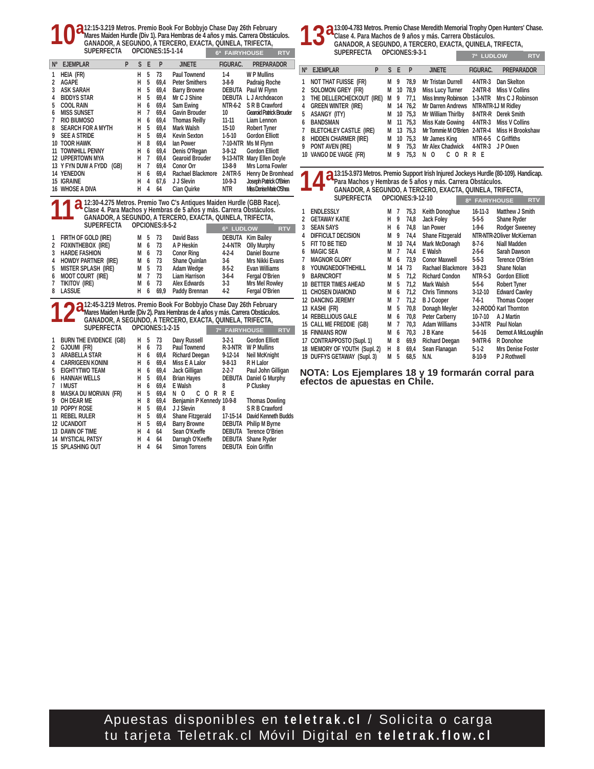## 10ª 12:15-3.219 Metros. Premio Book For Bobbyjo Chase Day 26th February

Mares Maiden Hurdle (Div 1). Para Hembras de 4 años y más. Carrera Obstáculos.
GANADOR, A SEGUNDO, A TERCERO, EXACTA, QUINELA, TRIFECTA,
SUPERFECTA OPCIONES:15-1-14

6ª FAIRYHOUSE RTV

| Nº | EJEMPLAR | P | S | E | P | JINETE | FIGURAC. | PREPARADOR |
|---|---|---|---|---|---|---|---|---|
| 1 | HEIA (FR) | | H | 5 | 73 | Paul Townend | 1-4 | W P Mullins |
| 2 | AGAPE | | H | 5 | 69,4 | Peter Smithers | 3-8-9 | Padraig Roche |
| 3 | ASK SARAH | | H | 5 | 69,4 | Barry Browne | DEBUTA | Paul W Flynn |
| 4 | BIDDYS STAR | | H | 5 | 69,4 | Mr C J Shine | DEBUTA | L J Archdeacon |
| 5 | COOL RAIN | | H | 6 | 69,4 | Sam Ewing | NTR-6-2 | S R B Crawford |
| 6 | MISS SUNSET | | H | 7 | 69,4 | Gavin Brouder | 10 | Gearoid Patrick Brouder |
| 7 | RIO BIUMOSO | | H | 6 | 69,4 | Thomas Reilly | 11-11 | Liam Lennon |
| 8 | SEARCH FOR A MYTH | | H | 5 | 69,4 | Mark Walsh | 15-10 | Robert Tyner |
| 9 | SEE A STRIDE | | H | 5 | 69,4 | Kevin Sexton | 1-5-10 | Gordon Elliott |
| 10 | TOOR HAWK | | H | 8 | 69,4 | Ian Power | 7-10-NTR | Ms M Flynn |
| 11 | TOWNHILL PENNY | | H | 6 | 69,4 | Denis O'Regan | 3-9-12 | Gordon Elliott |
| 12 | UPPERTOWN MYA | | H | 7 | 69,4 | Gearoid Brouder | 9-13-NTR | Mary Ellen Doyle |
| 13 | Y FYN DUW A FYDD (GB) | | H | 7 | 69,4 | Conor Orr | 13-8-9 | Mrs Lorna Fowler |
| 14 | YENEDON | | H | 6 | 69,4 | Rachael Blackmore | 2-NTR-5 | Henry De Bromhead |
| 15 | IGRAINE | | H | 4 | 67,6 | J J Slevin | 10-9-3 | Joseph Patrick O'Brien |
| 16 | WHOSE A DIVA | | H | 4 | 64 | Cian Quirke | NTR | Miss Denise Marie O'Shea |

## 11ª 12:30-4.275 Metros. Premio Two C's Antiques Maiden Hurdle (GBB Race).

Clase 4. Para Machos y Hembras de 5 años y más. Carrera Obstáculos.
GANADOR, A SEGUNDO, A TERCERO, EXACTA, QUINELA, TRIFECTA,
SUPERFECTA OPCIONES:8-5-2

6ª LUDLOW RTV

| Nº | EJEMPLAR | P | S | E | P | JINETE | FIGURAC. | PREPARADOR |
|---|---|---|---|---|---|---|---|---|
| 1 | FIRTH OF GOLD (IRE) | | M | 5 | 73 | David Bass | DEBUTA | Kim Bailey |
| 2 | FICTHEBOX (IRE) | | M | 6 | 73 | A P Heskin | 2-4-NTR | Olly Murphy |
| 3 | HARDE FASHION | | M | 6 | 73 | Conor Ring | 4-2-4 | Daniel Bourne |
| 4 | HOWDY PARTNER (IRE) | | M | 6 | 73 | Shane Quinlan | 3-6 | Mrs Nikki Evans |
| 5 | MISTER SPLASH (IRE) | | M | 5 | 73 | Adam Wedge | 8-5-2 | Evan Williams |
| 6 | MOOT COURT (IRE) | | M | 6 | 73 | Liam Harrison | 3-6-4 | Fergal O'Brien |
| 7 | TIKITOV (IRE) | | M | 6 | 73 | Alex Edwards | 3-3 | Mrs Mel Rowley |
| 8 | LASSUE | | H | 6 | 69,9 | Paddy Brennan | 4-2 | Fergal O'Brien |

## 12ª 12:45-3.219 Metros. Premio Book For Bobbyjo Chase Day 26th February

Mares Maiden Hurdle (Div 2). Para Hembras de 4 años y más. Carrera Obstáculos.
GANADOR, A SEGUNDO, A TERCERO, EXACTA, QUINELA, TRIFECTA,
SUPERFECTA OPCIONES:1-2-15

7ª FAIRYHOUSE RTV

| Nº | EJEMPLAR | P | S | E | P | JINETE | FIGURAC. | PREPARADOR |
|---|---|---|---|---|---|---|---|---|
| 1 | BURN THE EVIDENCE (GB) | | H | 5 | 73 | Davy Russell | 3-2-1 | Gordon Elliott |
| 2 | GJOUMI (FR) | | H | 6 | 73 | Paul Townend | R-3-NTR | W P Mullins |
| 3 | ARABELLA STAR | | H | 6 | 69,4 | Richard Deegan | 9-12-14 | Neil McKnight |
| 4 | CARRIGEEN KONINI | | H | 6 | 69,4 | Miss E A Lalor | 9-8-13 | R H Lalor |
| 5 | EIGHTYTWO TEAM | | H | 6 | 69,4 | Jack Gilligan | 2-2-7 | Paul John Gilligan |
| 6 | HANNAH WELLS | | H | 5 | 69,4 | Brian Hayes | DEBUTA | Daniel G Murphy |
| 7 | I MUST | | H | 6 | 69,4 | E Walsh | 8 | P Cluskey |
| 8 | MASKA DU MORVAN (FR) | | H | 5 | 69,4 | N O C O R R E | | |
| 9 | OH DEAR ME | | H | 8 | 69,4 | Benjamin P Kennedy | 10-9-8 | Thomas Dowling |
| 10 | POPPY ROSE | | H | 5 | 69,4 | J J Slevin | 8 | S R B Crawford |
| 11 | REBEL RULER | | H | 5 | 69,4 | Shane Fitzgerald | 17-15-14 | David Kenneth Budds |
| 12 | UCANDOIT | | H | 5 | 69,4 | Barry Browne | DEBUTA | Philip M Byrne |
| 13 | DAWN OF TIME | | H | 4 | 64 | Sean O'Keeffe | DEBUTA | Terence O'Brien |
| 14 | MYSTICAL PATSY | | H | 4 | 64 | Darragh O'Keeffe | DEBUTA | Shane Ryder |
| 15 | SPLASHING OUT | | H | 4 | 64 | Simon Torrens | DEBUTA | Eoin Griffin |

## 13ª 13:00-4.783 Metros. Premio Chase Meredith Memorial Trophy Open Hunters' Chase.

Clase 4. Para Machos de 9 años y más. Carrera Obstáculos.
GANADOR, A SEGUNDO, A TERCERO, EXACTA, QUINELA, TRIFECTA,
SUPERFECTA OPCIONES:9-3-1

7ª LUDLOW RTV

| Nº | EJEMPLAR | P | S | E | P | JINETE | FIGURAC. | PREPARADOR |
|---|---|---|---|---|---|---|---|---|
| 1 | NOT THAT FUISSE (FR) | | M | 9 | 78,9 | Mr Tristan Durrell | 4-NTR-3 | Dan Skelton |
| 2 | SOLOMON GREY (FR) | | M | 10 | 78,9 | Miss Lucy Turner | 2-NTR-8 | Miss V Collins |
| 3 | THE DELLERCHECKOUT (IRE) | | M | 9 | 77,1 | Miss Immy Robinson | 1-3-NTR | Mrs C J Robinson |
| 4 | GREEN WINTER (IRE) | | M | 14 | 76,2 | Mr Darren Andrews | NTR-NTR-1 | J M Ridley |
| 5 | ASANGY (ITY) | | M | 10 | 75,3 | Mr William Thirlby | 8-NTR-R | Derek Smith |
| 6 | BANDSMAN | | M | 11 | 75,3 | Miss Kate Gowing | 4-NTR-3 | Miss V Collins |
| 7 | BLETCHLEY CASTLE (IRE) | | M | 13 | 75,3 | Mr Tommie M O'Brien | 2-NTR-4 | Miss H Brookshaw |
| 8 | HIDDEN CHARMER (IRE) | | M | 10 | 75,3 | Mr James King | NTR-6-5 | C Griffiths |
| 9 | PONT AVEN (IRE) | | M | 9 | 75,3 | Mr Alex Chadwick | 4-NTR-3 | J P Owen |
| 10 | VANGO DE VAIGE (FR) | | M | 9 | 75,3 | N O C O R R E | | |

## 14ª 13:15-3.973 Metros. Premio Support Irish Injured Jockeys Hurdle (80-109). Handicap.

Para Machos y Hembras de 5 años y más. Carrera Obstáculos.
GANADOR, A SEGUNDO, A TERCERO, EXACTA, QUINELA, TRIFECTA,
SUPERFECTA OPCIONES:9-12-10

8ª FAIRYHOUSE RTV

| Nº | EJEMPLAR | P | S | E | P | JINETE | FIGURAC. | PREPARADOR |
|---|---|---|---|---|---|---|---|---|
| 1 | ENDLESSLY | | M | 7 | 75,3 | Keith Donoghue | 16-11-3 | Matthew J Smith |
| 2 | GETAWAY KATIE | | H | 9 | 74,8 | Jack Foley | 5-5-5 | Shane Ryder |
| 3 | SEAN SAYS | | H | 6 | 74,8 | Ian Power | 1-9-6 | Rodger Sweeney |
| 4 | DIFFICULT DECISION | | M | 9 | 74,4 | Shane Fitzgerald | NTR-NTR-2 | Oliver McKiernan |
| 5 | FIT TO BE TIED | | M | 10 | 74,4 | Mark McDonagh | 8-7-6 | Niall Madden |
| 6 | MAGIC SEA | | M | 7 | 74,4 | E Walsh | 2-5-6 | Sarah Dawson |
| 7 | MAGNOR GLORY | | M | 6 | 73,9 | Conor Maxwell | 5-5-3 | Terence O'Brien |
| 8 | YOUNGNEDOFTHEHILL | | M | 14 | 73 | Rachael Blackmore | 3-9-23 | Shane Nolan |
| 9 | BARNCROFT | | M | 5 | 71,2 | Richard Condon | NTR-5-3 | Gordon Elliott |
| 10 | BETTER TIMES AHEAD | | M | 5 | 71,2 | Mark Walsh | 5-5-6 | Robert Tyner |
| 11 | CHOSEN DIAMOND | | M | 6 | 71,2 | Chris Timmons | 3-12-10 | Edward Cawley |
| 12 | DANCING JEREMY | | M | 7 | 71,2 | B J Cooper | 7-6-1 | Thomas Cooper |
| 13 | KASHI (FR) | | M | 5 | 70,8 | Donagh Meyler | 3-2-RODÓ | Karl Thornton |
| 14 | REBELLIOUS GALE | | M | 6 | 70,8 | Peter Carberry | 10-7-10 | A J Martin |
| 15 | CALL ME FREDDIE (GB) | | M | 7 | 70,3 | Adam Williams | 3-3-NTR | Paul Nolan |
| 16 | FINNIANS ROW | | M | 6 | 70,3 | J B Kane | 5-6-16 | Dermot A McLoughlin |
| 17 | CONTRAPPOSTO (Supl. 1) | | M | 8 | 69,9 | Richard Deegan | 9-NTR-6 | R Donohoe |
| 18 | MEMORY OF YOUTH (Supl. 2) | | H | 8 | 69,4 | Sean Flanagan | 5-1-2 | Mrs Denise Foster |
| 19 | DUFFYS GETAWAY (Supl. 3) | | M | 5 | 68,5 | N.N. | 8-10-9 | P J Rothwell |

**NOTA: Los Ejemplares 18 y 19 formarán corral para efectos de apuestas en Chile.**

Apuestas disponibles en **teletrak.cl** / Solicita o carga tu tarjeta Teletrak.cl Móvil Digital en **teletrak.flow.cl**